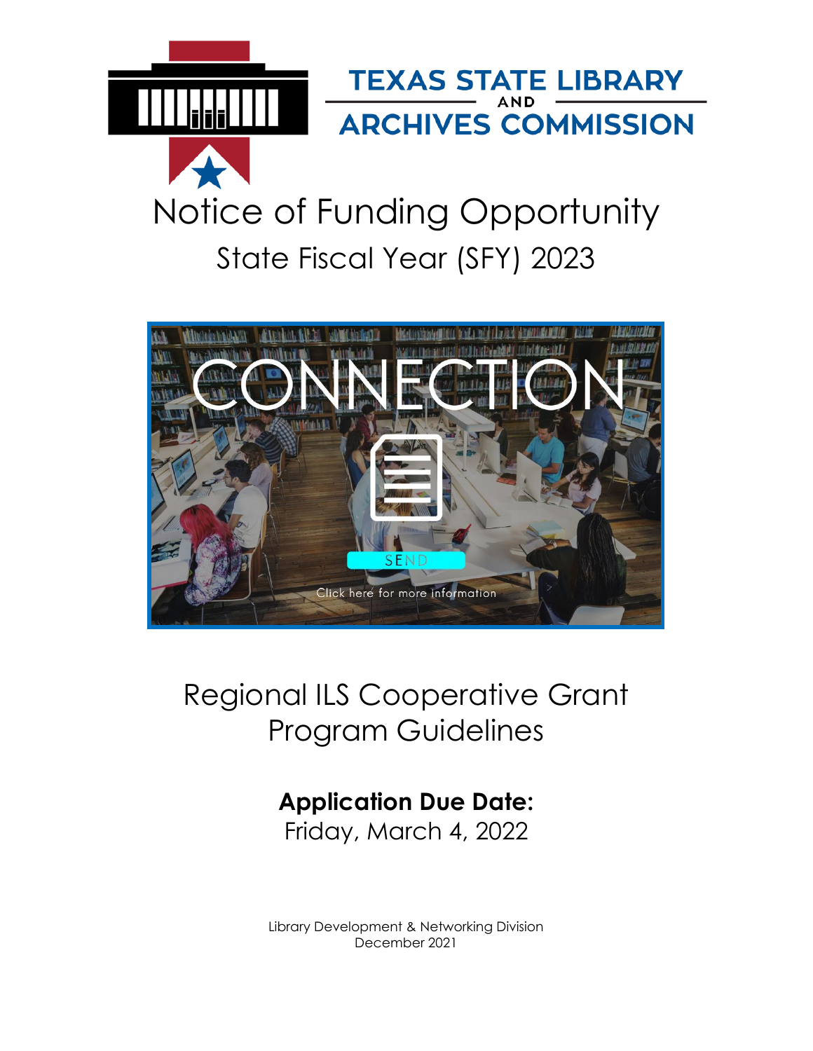TEXAS STATE LIBRARY AND ARCHIVES COMMISSION

# Notice of Funding Opportunity

## State Fiscal Year (SFY) 2023

# Regional ILS Cooperative Grant Program Guidelines

**Application Due Date:**
Friday, March 4, 2022

Library Development & Networking Division
December 2021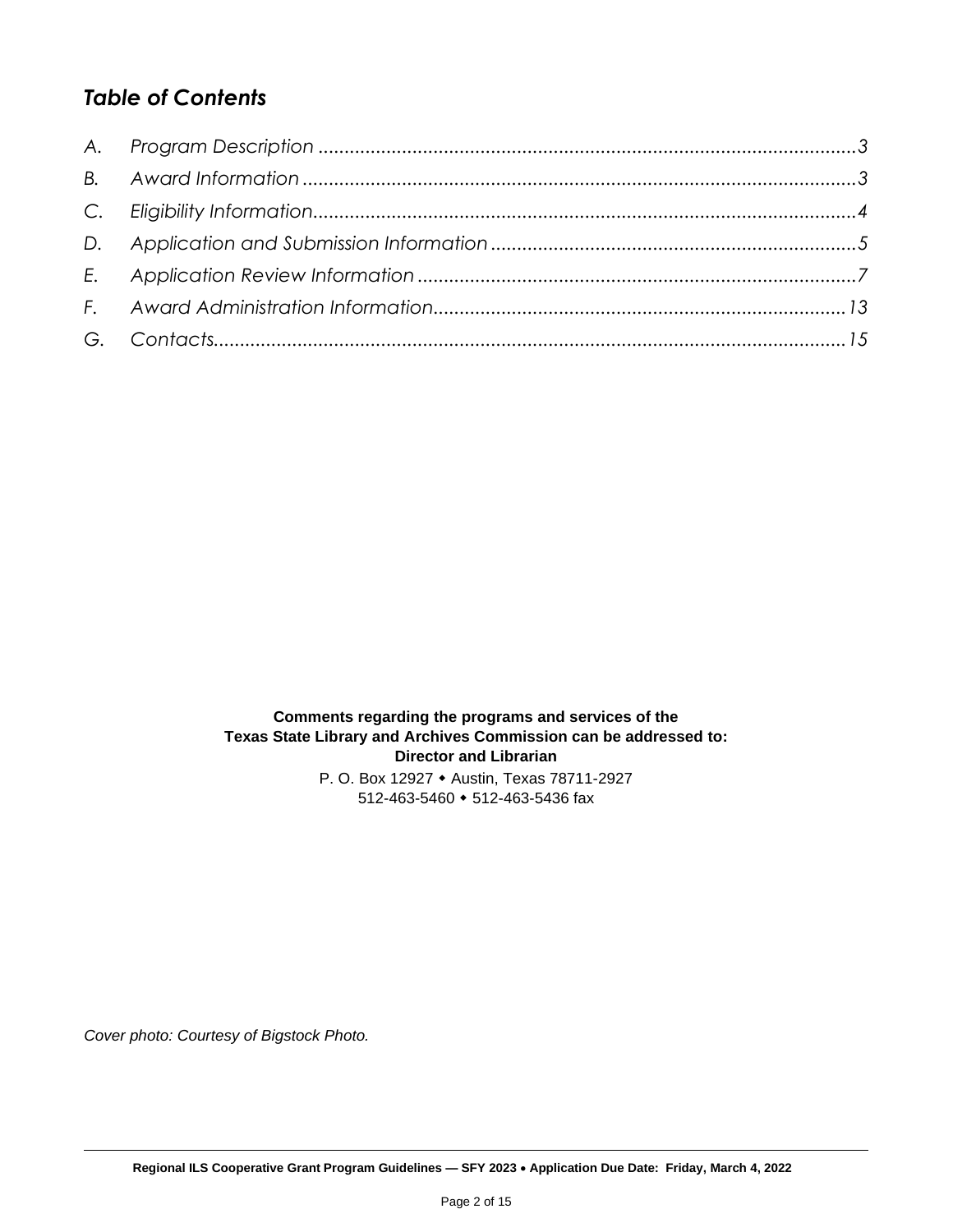## *Table of Contents*

*A. Program Description ......................................................................................................3*

*B. Award Information ..........................................................................................................3*

*C. Eligibility Information........................................................................................................4*

*D. Application and Submission Information ......................................................................5*

*E. Application Review Information ....................................................................................7*

*F. Award Administration Information...............................................................................13*

*G. Contacts..........................................................................................................................15*

**Comments regarding the programs and services of the**
**Texas State Library and Archives Commission can be addressed to:**
**Director and Librarian**

P. O. Box 12927 ◆ Austin, Texas 78711-2927
512-463-5460 ◆ 512-463-5436 fax

*Cover photo: Courtesy of Bigstock Photo.*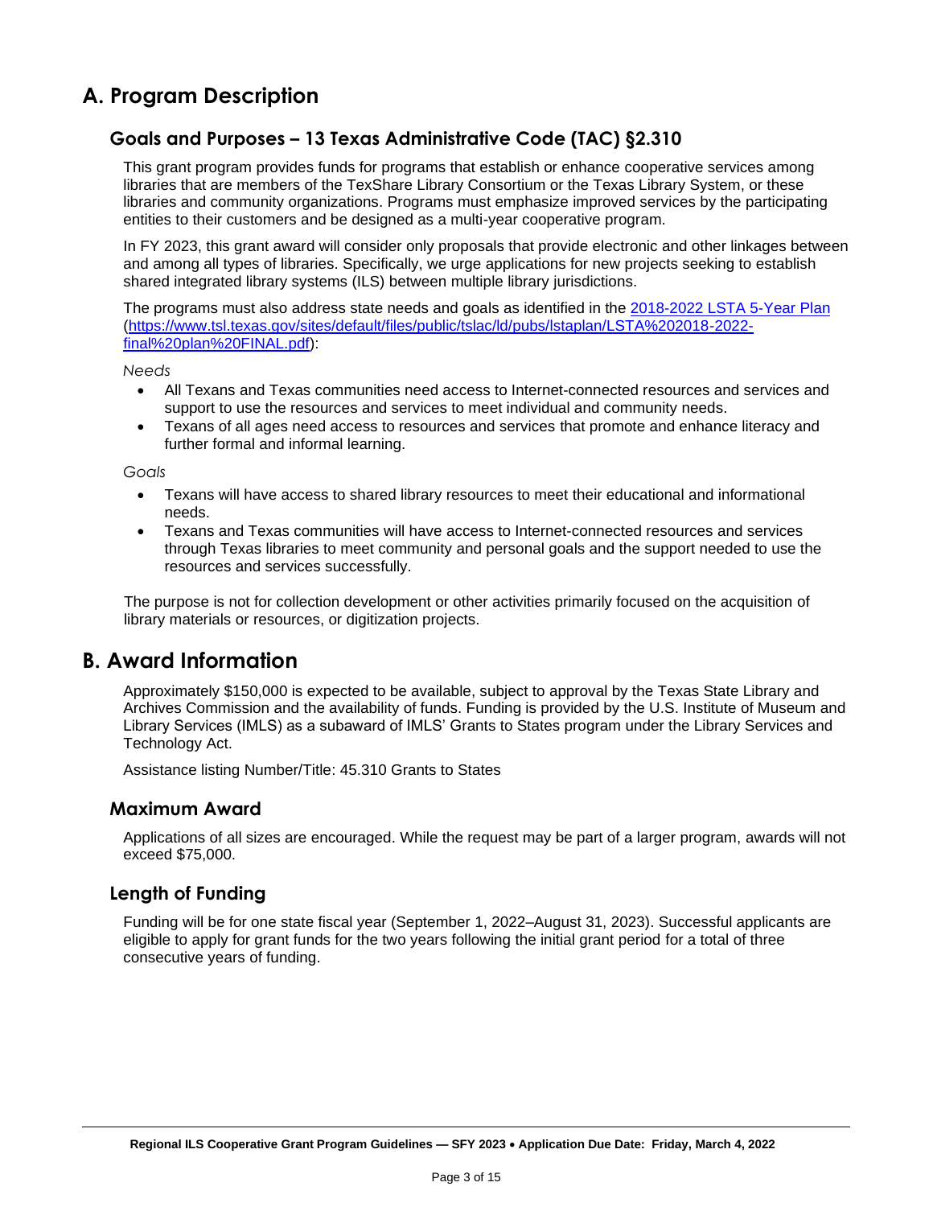# A. Program Description

## Goals and Purposes – 13 Texas Administrative Code (TAC) §2.310

This grant program provides funds for programs that establish or enhance cooperative services among libraries that are members of the TexShare Library Consortium or the Texas Library System, or these libraries and community organizations. Programs must emphasize improved services by the participating entities to their customers and be designed as a multi-year cooperative program.

In FY 2023, this grant award will consider only proposals that provide electronic and other linkages between and among all types of libraries. Specifically, we urge applications for new projects seeking to establish shared integrated library systems (ILS) between multiple library jurisdictions.

The programs must also address state needs and goals as identified in the [2018-2022 LSTA 5-Year Plan](https://www.tsl.texas.gov/sites/default/files/public/tslac/ld/pubs/lstaplan/LSTA%202018-2022-final%20plan%20FINAL.pdf) (https://www.tsl.texas.gov/sites/default/files/public/tslac/ld/pubs/lstaplan/LSTA%202018-2022-final%20plan%20FINAL.pdf):

*Needs*

- All Texans and Texas communities need access to Internet-connected resources and services and support to use the resources and services to meet individual and community needs.
- Texans of all ages need access to resources and services that promote and enhance literacy and further formal and informal learning.

*Goals*

- Texans will have access to shared library resources to meet their educational and informational needs.
- Texans and Texas communities will have access to Internet-connected resources and services through Texas libraries to meet community and personal goals and the support needed to use the resources and services successfully.

The purpose is not for collection development or other activities primarily focused on the acquisition of library materials or resources, or digitization projects.

# B. Award Information

Approximately $150,000 is expected to be available, subject to approval by the Texas State Library and Archives Commission and the availability of funds. Funding is provided by the U.S. Institute of Museum and Library Services (IMLS) as a subaward of IMLS' Grants to States program under the Library Services and Technology Act.

Assistance listing Number/Title: 45.310 Grants to States

## Maximum Award

Applications of all sizes are encouraged. While the request may be part of a larger program, awards will not exceed $75,000.

## Length of Funding

Funding will be for one state fiscal year (September 1, 2022–August 31, 2023). Successful applicants are eligible to apply for grant funds for the two years following the initial grant period for a total of three consecutive years of funding.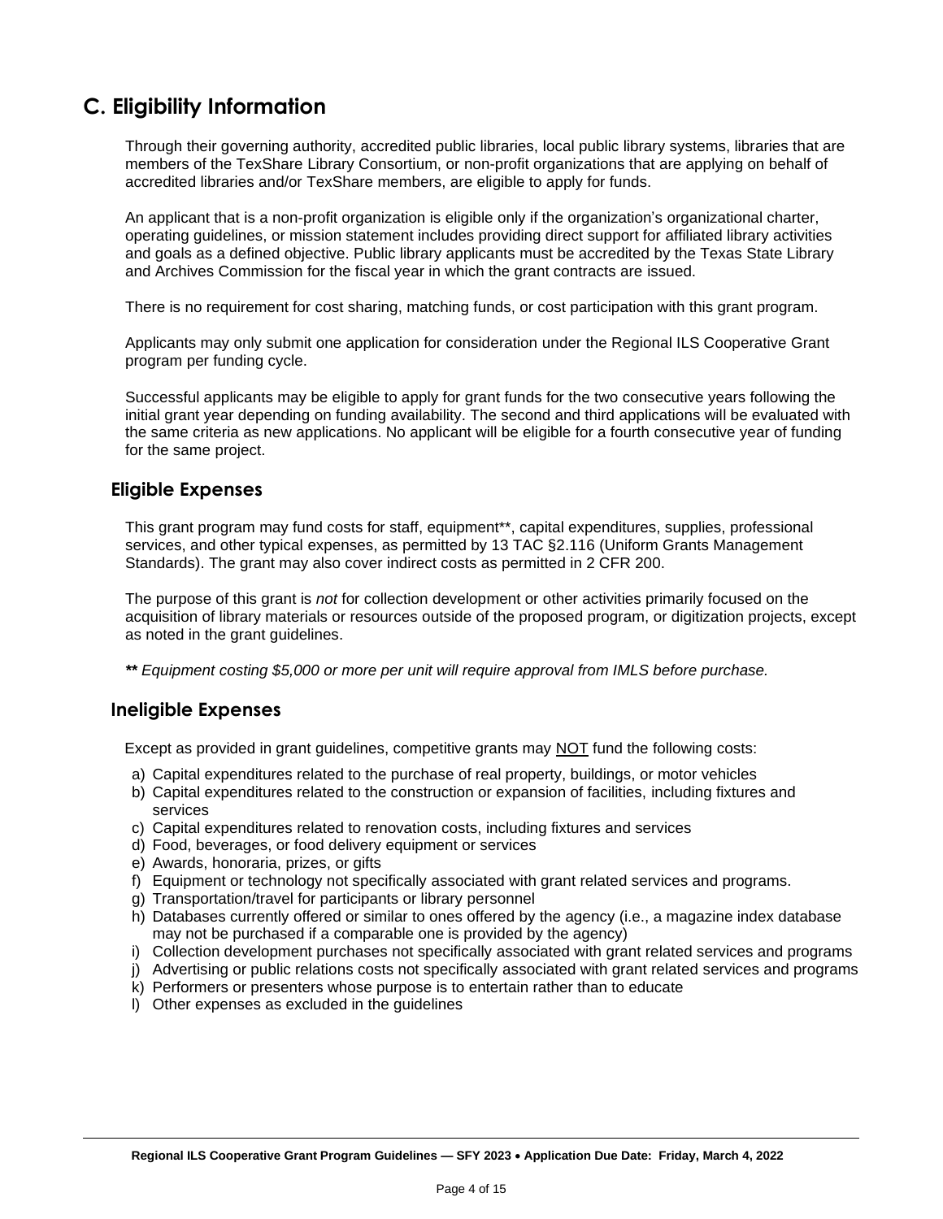## C. Eligibility Information

Through their governing authority, accredited public libraries, local public library systems, libraries that are members of the TexShare Library Consortium, or non-profit organizations that are applying on behalf of accredited libraries and/or TexShare members, are eligible to apply for funds.

An applicant that is a non-profit organization is eligible only if the organization's organizational charter, operating guidelines, or mission statement includes providing direct support for affiliated library activities and goals as a defined objective. Public library applicants must be accredited by the Texas State Library and Archives Commission for the fiscal year in which the grant contracts are issued.

There is no requirement for cost sharing, matching funds, or cost participation with this grant program.

Applicants may only submit one application for consideration under the Regional ILS Cooperative Grant program per funding cycle.

Successful applicants may be eligible to apply for grant funds for the two consecutive years following the initial grant year depending on funding availability. The second and third applications will be evaluated with the same criteria as new applications. No applicant will be eligible for a fourth consecutive year of funding for the same project.

### Eligible Expenses

This grant program may fund costs for staff, equipment**, capital expenditures, supplies, professional services, and other typical expenses, as permitted by 13 TAC §2.116 (Uniform Grants Management Standards). The grant may also cover indirect costs as permitted in 2 CFR 200.

The purpose of this grant is *not* for collection development or other activities primarily focused on the acquisition of library materials or resources outside of the proposed program, or digitization projects, except as noted in the grant guidelines.

***\*** Equipment costing $5,000 or more per unit will require approval from IMLS before purchase.*

### Ineligible Expenses

Except as provided in grant guidelines, competitive grants may <u>NOT</u> fund the following costs:

a) Capital expenditures related to the purchase of real property, buildings, or motor vehicles
b) Capital expenditures related to the construction or expansion of facilities, including fixtures and services
c) Capital expenditures related to renovation costs, including fixtures and services
d) Food, beverages, or food delivery equipment or services
e) Awards, honoraria, prizes, or gifts
f) Equipment or technology not specifically associated with grant related services and programs.
g) Transportation/travel for participants or library personnel
h) Databases currently offered or similar to ones offered by the agency (i.e., a magazine index database may not be purchased if a comparable one is provided by the agency)
i) Collection development purchases not specifically associated with grant related services and programs
j) Advertising or public relations costs not specifically associated with grant related services and programs
k) Performers or presenters whose purpose is to entertain rather than to educate
l) Other expenses as excluded in the guidelines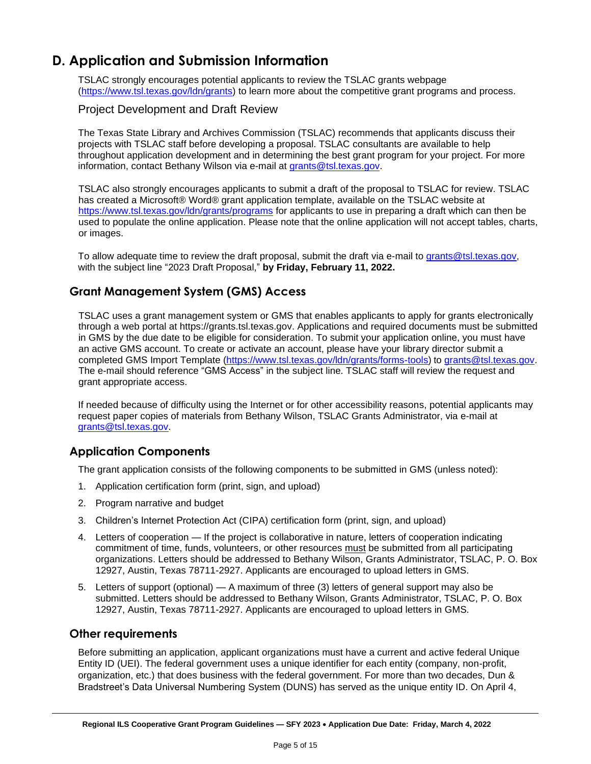## D. Application and Submission Information

TSLAC strongly encourages potential applicants to review the TSLAC grants webpage (https://www.tsl.texas.gov/ldn/grants) to learn more about the competitive grant programs and process.

### Project Development and Draft Review

The Texas State Library and Archives Commission (TSLAC) recommends that applicants discuss their projects with TSLAC staff before developing a proposal. TSLAC consultants are available to help throughout application development and in determining the best grant program for your project. For more information, contact Bethany Wilson via e-mail at grants@tsl.texas.gov.

TSLAC also strongly encourages applicants to submit a draft of the proposal to TSLAC for review. TSLAC has created a Microsoft® Word® grant application template, available on the TSLAC website at https://www.tsl.texas.gov/ldn/grants/programs for applicants to use in preparing a draft which can then be used to populate the online application. Please note that the online application will not accept tables, charts, or images.

To allow adequate time to review the draft proposal, submit the draft via e-mail to grants@tsl.texas.gov, with the subject line "2023 Draft Proposal," **by Friday, February 11, 2022.**

### Grant Management System (GMS) Access

TSLAC uses a grant management system or GMS that enables applicants to apply for grants electronically through a web portal at https://grants.tsl.texas.gov. Applications and required documents must be submitted in GMS by the due date to be eligible for consideration. To submit your application online, you must have an active GMS account. To create or activate an account, please have your library director submit a completed GMS Import Template (https://www.tsl.texas.gov/ldn/grants/forms-tools) to grants@tsl.texas.gov. The e-mail should reference "GMS Access" in the subject line. TSLAC staff will review the request and grant appropriate access.

If needed because of difficulty using the Internet or for other accessibility reasons, potential applicants may request paper copies of materials from Bethany Wilson, TSLAC Grants Administrator, via e-mail at grants@tsl.texas.gov.

### Application Components

The grant application consists of the following components to be submitted in GMS (unless noted):

1. Application certification form (print, sign, and upload)
2. Program narrative and budget
3. Children's Internet Protection Act (CIPA) certification form (print, sign, and upload)
4. Letters of cooperation — If the project is collaborative in nature, letters of cooperation indicating commitment of time, funds, volunteers, or other resources must be submitted from all participating organizations. Letters should be addressed to Bethany Wilson, Grants Administrator, TSLAC, P. O. Box 12927, Austin, Texas 78711-2927. Applicants are encouraged to upload letters in GMS.
5. Letters of support (optional) — A maximum of three (3) letters of general support may also be submitted. Letters should be addressed to Bethany Wilson, Grants Administrator, TSLAC, P. O. Box 12927, Austin, Texas 78711-2927. Applicants are encouraged to upload letters in GMS.

### Other requirements

Before submitting an application, applicant organizations must have a current and active federal Unique Entity ID (UEI). The federal government uses a unique identifier for each entity (company, non-profit, organization, etc.) that does business with the federal government. For more than two decades, Dun & Bradstreet's Data Universal Numbering System (DUNS) has served as the unique entity ID. On April 4,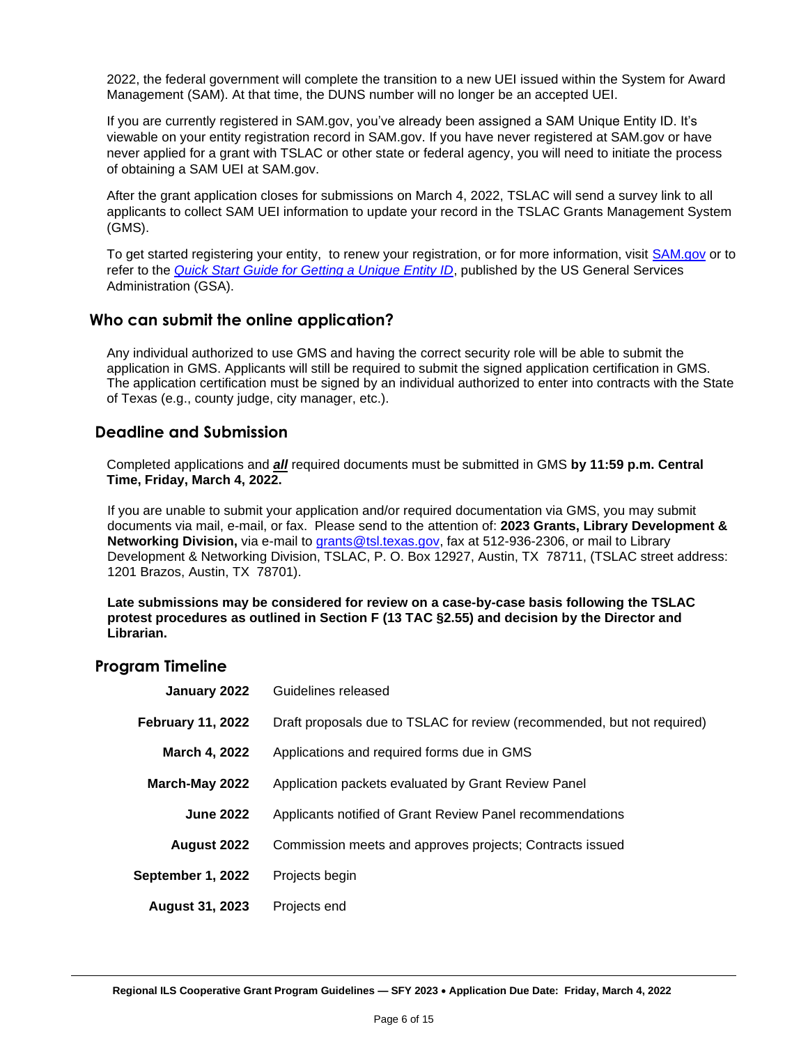2022, the federal government will complete the transition to a new UEI issued within the System for Award Management (SAM). At that time, the DUNS number will no longer be an accepted UEI.

If you are currently registered in SAM.gov, you've already been assigned a SAM Unique Entity ID. It's viewable on your entity registration record in SAM.gov. If you have never registered at SAM.gov or have never applied for a grant with TSLAC or other state or federal agency, you will need to initiate the process of obtaining a SAM UEI at SAM.gov.

After the grant application closes for submissions on March 4, 2022, TSLAC will send a survey link to all applicants to collect SAM UEI information to update your record in the TSLAC Grants Management System (GMS).

To get started registering your entity, to renew your registration, or for more information, visit [SAM.gov]() or to refer to the *[Quick Start Guide for Getting a Unique Entity ID]()*, published by the US General Services Administration (GSA).

## Who can submit the online application?

Any individual authorized to use GMS and having the correct security role will be able to submit the application in GMS. Applicants will still be required to submit the signed application certification in GMS. The application certification must be signed by an individual authorized to enter into contracts with the State of Texas (e.g., county judge, city manager, etc.).

## Deadline and Submission

Completed applications and ***all*** required documents must be submitted in GMS **by 11:59 p.m. Central Time, Friday, March 4, 2022.**

If you are unable to submit your application and/or required documentation via GMS, you may submit documents via mail, e-mail, or fax. Please send to the attention of: **2023 Grants, Library Development & Networking Division,** via e-mail to [grants@tsl.texas.gov](mailto:grants@tsl.texas.gov), fax at 512-936-2306, or mail to Library Development & Networking Division, TSLAC, P. O. Box 12927, Austin, TX 78711, (TSLAC street address: 1201 Brazos, Austin, TX 78701).

**Late submissions may be considered for review on a case-by-case basis following the TSLAC protest procedures as outlined in Section F (13 TAC §2.55) and decision by the Director and Librarian.**

## Program Timeline

| | |
|---|---|
| **January 2022** | Guidelines released |
| **February 11, 2022** | Draft proposals due to TSLAC for review (recommended, but not required) |
| **March 4, 2022** | Applications and required forms due in GMS |
| **March-May 2022** | Application packets evaluated by Grant Review Panel |
| **June 2022** | Applicants notified of Grant Review Panel recommendations |
| **August 2022** | Commission meets and approves projects; Contracts issued |
| **September 1, 2022** | Projects begin |
| **August 31, 2023** | Projects end |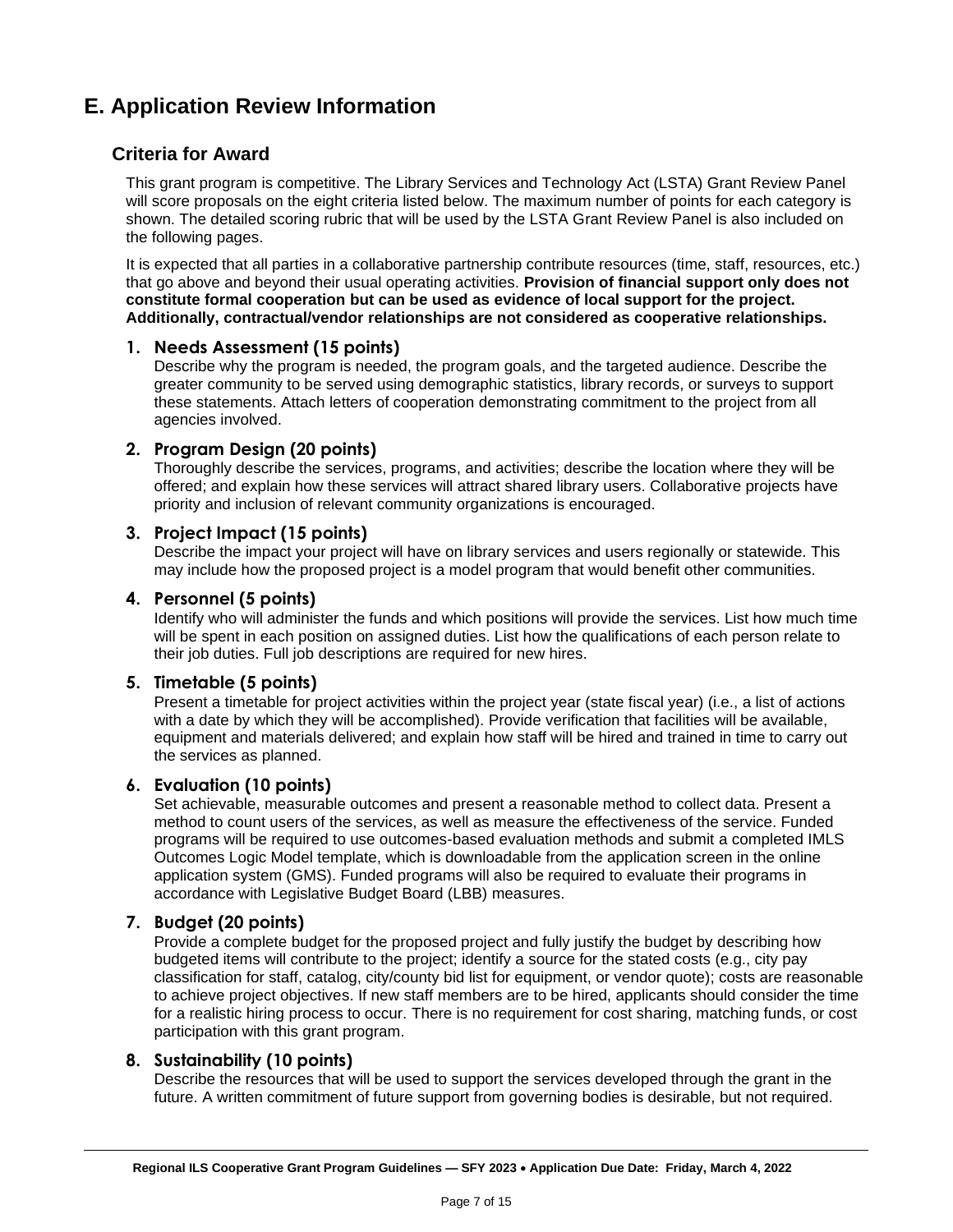# E. Application Review Information

## Criteria for Award

This grant program is competitive. The Library Services and Technology Act (LSTA) Grant Review Panel will score proposals on the eight criteria listed below. The maximum number of points for each category is shown. The detailed scoring rubric that will be used by the LSTA Grant Review Panel is also included on the following pages.

It is expected that all parties in a collaborative partnership contribute resources (time, staff, resources, etc.) that go above and beyond their usual operating activities. **Provision of financial support only does not constitute formal cooperation but can be used as evidence of local support for the project. Additionally, contractual/vendor relationships are not considered as cooperative relationships.**

1. **Needs Assessment (15 points)**
   Describe why the program is needed, the program goals, and the targeted audience. Describe the greater community to be served using demographic statistics, library records, or surveys to support these statements. Attach letters of cooperation demonstrating commitment to the project from all agencies involved.

2. **Program Design (20 points)**
   Thoroughly describe the services, programs, and activities; describe the location where they will be offered; and explain how these services will attract shared library users. Collaborative projects have priority and inclusion of relevant community organizations is encouraged.

3. **Project Impact (15 points)**
   Describe the impact your project will have on library services and users regionally or statewide. This may include how the proposed project is a model program that would benefit other communities.

4. **Personnel (5 points)**
   Identify who will administer the funds and which positions will provide the services. List how much time will be spent in each position on assigned duties. List how the qualifications of each person relate to their job duties. Full job descriptions are required for new hires.

5. **Timetable (5 points)**
   Present a timetable for project activities within the project year (state fiscal year) (i.e., a list of actions with a date by which they will be accomplished). Provide verification that facilities will be available, equipment and materials delivered; and explain how staff will be hired and trained in time to carry out the services as planned.

6. **Evaluation (10 points)**
   Set achievable, measurable outcomes and present a reasonable method to collect data. Present a method to count users of the services, as well as measure the effectiveness of the service. Funded programs will be required to use outcomes-based evaluation methods and submit a completed IMLS Outcomes Logic Model template, which is downloadable from the application screen in the online application system (GMS). Funded programs will also be required to evaluate their programs in accordance with Legislative Budget Board (LBB) measures.

7. **Budget (20 points)**
   Provide a complete budget for the proposed project and fully justify the budget by describing how budgeted items will contribute to the project; identify a source for the stated costs (e.g., city pay classification for staff, catalog, city/county bid list for equipment, or vendor quote); costs are reasonable to achieve project objectives. If new staff members are to be hired, applicants should consider the time for a realistic hiring process to occur. There is no requirement for cost sharing, matching funds, or cost participation with this grant program.

8. **Sustainability (10 points)**
   Describe the resources that will be used to support the services developed through the grant in the future. A written commitment of future support from governing bodies is desirable, but not required.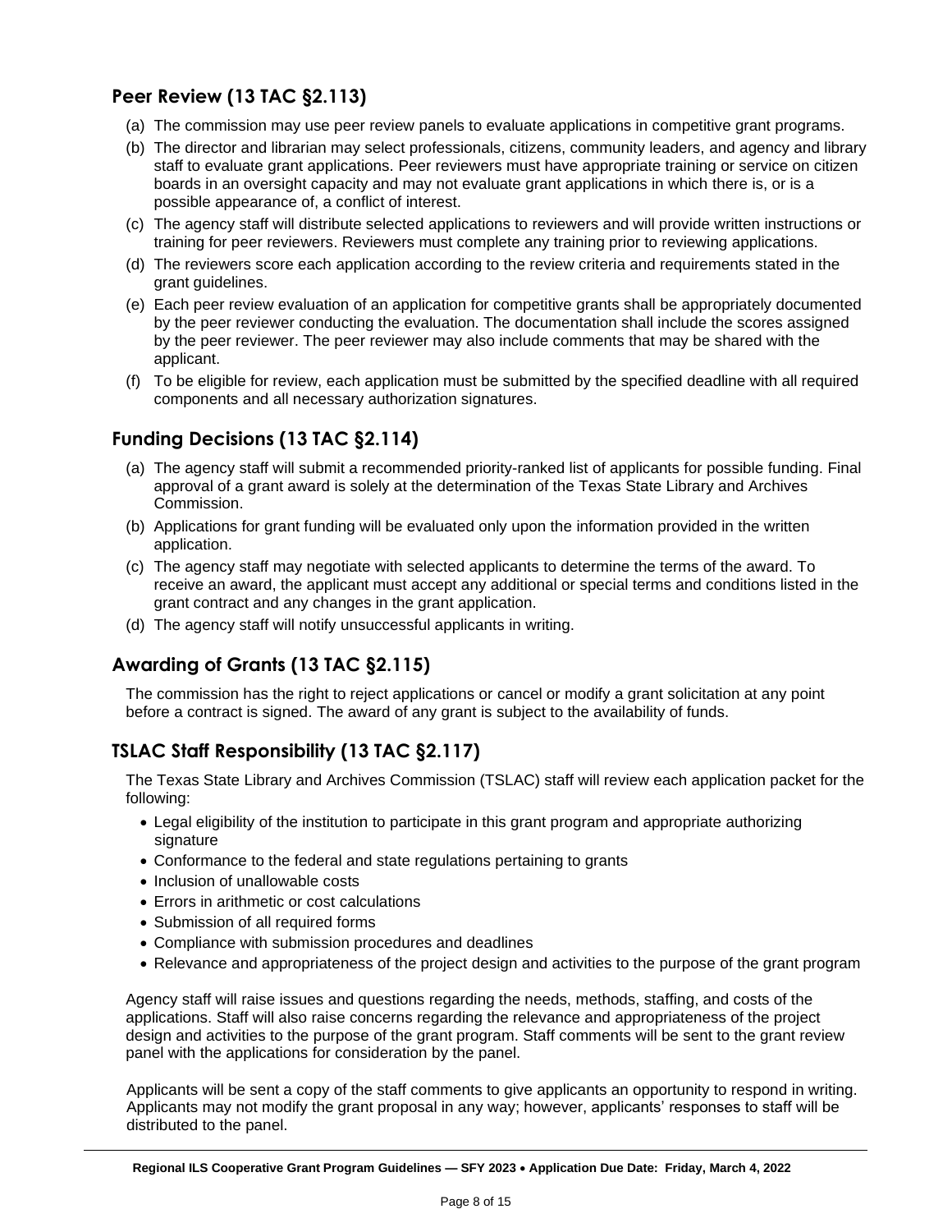## Peer Review (13 TAC §2.113)

(a) The commission may use peer review panels to evaluate applications in competitive grant programs.

(b) The director and librarian may select professionals, citizens, community leaders, and agency and library staff to evaluate grant applications. Peer reviewers must have appropriate training or service on citizen boards in an oversight capacity and may not evaluate grant applications in which there is, or is a possible appearance of, a conflict of interest.

(c) The agency staff will distribute selected applications to reviewers and will provide written instructions or training for peer reviewers. Reviewers must complete any training prior to reviewing applications.

(d) The reviewers score each application according to the review criteria and requirements stated in the grant guidelines.

(e) Each peer review evaluation of an application for competitive grants shall be appropriately documented by the peer reviewer conducting the evaluation. The documentation shall include the scores assigned by the peer reviewer. The peer reviewer may also include comments that may be shared with the applicant.

(f) To be eligible for review, each application must be submitted by the specified deadline with all required components and all necessary authorization signatures.

## Funding Decisions (13 TAC §2.114)

(a) The agency staff will submit a recommended priority-ranked list of applicants for possible funding. Final approval of a grant award is solely at the determination of the Texas State Library and Archives Commission.

(b) Applications for grant funding will be evaluated only upon the information provided in the written application.

(c) The agency staff may negotiate with selected applicants to determine the terms of the award. To receive an award, the applicant must accept any additional or special terms and conditions listed in the grant contract and any changes in the grant application.

(d) The agency staff will notify unsuccessful applicants in writing.

## Awarding of Grants (13 TAC §2.115)

The commission has the right to reject applications or cancel or modify a grant solicitation at any point before a contract is signed. The award of any grant is subject to the availability of funds.

## TSLAC Staff Responsibility (13 TAC §2.117)

The Texas State Library and Archives Commission (TSLAC) staff will review each application packet for the following:

- Legal eligibility of the institution to participate in this grant program and appropriate authorizing signature
- Conformance to the federal and state regulations pertaining to grants
- Inclusion of unallowable costs
- Errors in arithmetic or cost calculations
- Submission of all required forms
- Compliance with submission procedures and deadlines
- Relevance and appropriateness of the project design and activities to the purpose of the grant program

Agency staff will raise issues and questions regarding the needs, methods, staffing, and costs of the applications. Staff will also raise concerns regarding the relevance and appropriateness of the project design and activities to the purpose of the grant program. Staff comments will be sent to the grant review panel with the applications for consideration by the panel.

Applicants will be sent a copy of the staff comments to give applicants an opportunity to respond in writing. Applicants may not modify the grant proposal in any way; however, applicants' responses to staff will be distributed to the panel.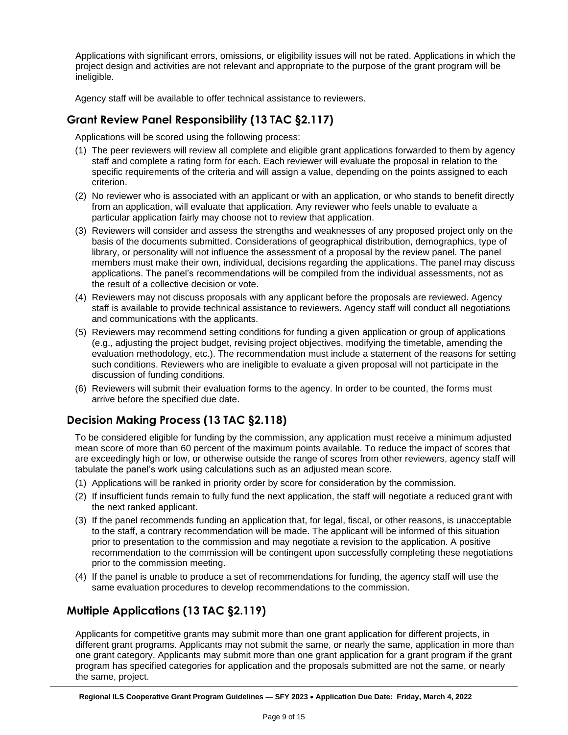Applications with significant errors, omissions, or eligibility issues will not be rated. Applications in which the project design and activities are not relevant and appropriate to the purpose of the grant program will be ineligible.

Agency staff will be available to offer technical assistance to reviewers.

## Grant Review Panel Responsibility (13 TAC §2.117)

Applications will be scored using the following process:

(1) The peer reviewers will review all complete and eligible grant applications forwarded to them by agency staff and complete a rating form for each. Each reviewer will evaluate the proposal in relation to the specific requirements of the criteria and will assign a value, depending on the points assigned to each criterion.

(2) No reviewer who is associated with an applicant or with an application, or who stands to benefit directly from an application, will evaluate that application. Any reviewer who feels unable to evaluate a particular application fairly may choose not to review that application.

(3) Reviewers will consider and assess the strengths and weaknesses of any proposed project only on the basis of the documents submitted. Considerations of geographical distribution, demographics, type of library, or personality will not influence the assessment of a proposal by the review panel. The panel members must make their own, individual, decisions regarding the applications. The panel may discuss applications. The panel's recommendations will be compiled from the individual assessments, not as the result of a collective decision or vote.

(4) Reviewers may not discuss proposals with any applicant before the proposals are reviewed. Agency staff is available to provide technical assistance to reviewers. Agency staff will conduct all negotiations and communications with the applicants.

(5) Reviewers may recommend setting conditions for funding a given application or group of applications (e.g., adjusting the project budget, revising project objectives, modifying the timetable, amending the evaluation methodology, etc.). The recommendation must include a statement of the reasons for setting such conditions. Reviewers who are ineligible to evaluate a given proposal will not participate in the discussion of funding conditions.

(6) Reviewers will submit their evaluation forms to the agency. In order to be counted, the forms must arrive before the specified due date.

## Decision Making Process (13 TAC §2.118)

To be considered eligible for funding by the commission, any application must receive a minimum adjusted mean score of more than 60 percent of the maximum points available. To reduce the impact of scores that are exceedingly high or low, or otherwise outside the range of scores from other reviewers, agency staff will tabulate the panel's work using calculations such as an adjusted mean score.

(1) Applications will be ranked in priority order by score for consideration by the commission.

(2) If insufficient funds remain to fully fund the next application, the staff will negotiate a reduced grant with the next ranked applicant.

(3) If the panel recommends funding an application that, for legal, fiscal, or other reasons, is unacceptable to the staff, a contrary recommendation will be made. The applicant will be informed of this situation prior to presentation to the commission and may negotiate a revision to the application. A positive recommendation to the commission will be contingent upon successfully completing these negotiations prior to the commission meeting.

(4) If the panel is unable to produce a set of recommendations for funding, the agency staff will use the same evaluation procedures to develop recommendations to the commission.

## Multiple Applications (13 TAC §2.119)

Applicants for competitive grants may submit more than one grant application for different projects, in different grant programs. Applicants may not submit the same, or nearly the same, application in more than one grant category. Applicants may submit more than one grant application for a grant program if the grant program has specified categories for application and the proposals submitted are not the same, or nearly the same, project.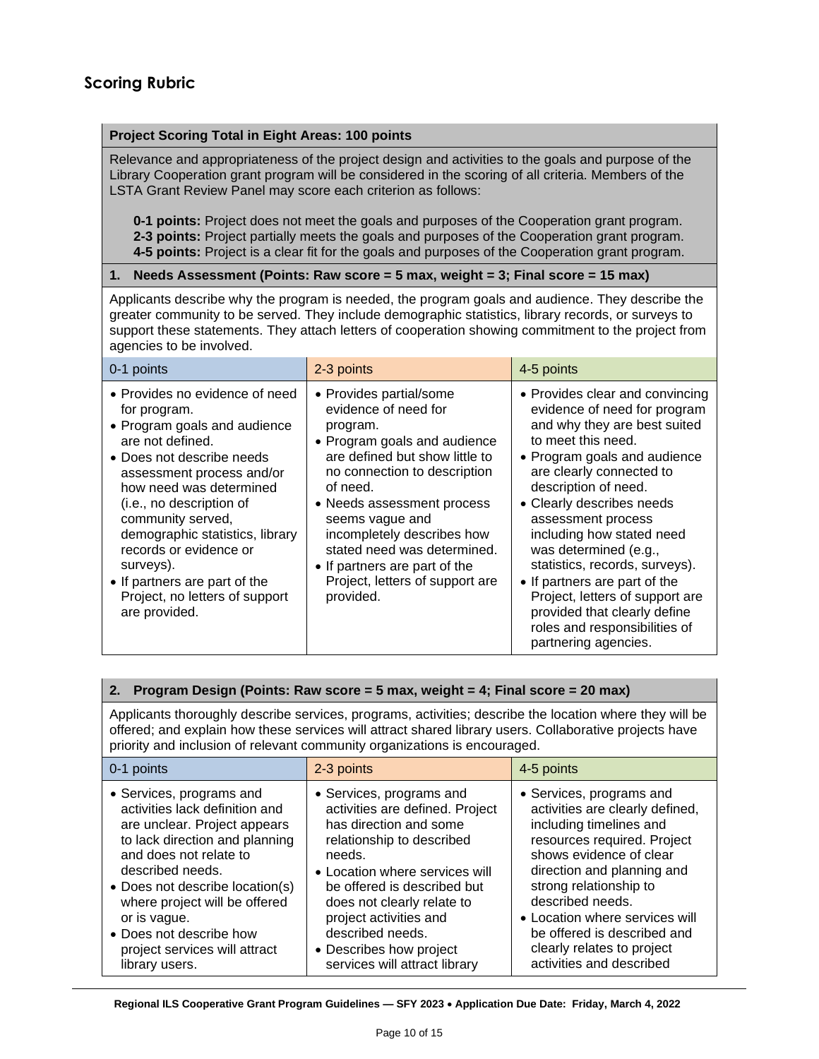## Scoring Rubric

**Project Scoring Total in Eight Areas: 100 points**

Relevance and appropriateness of the project design and activities to the goals and purpose of the Library Cooperation grant program will be considered in the scoring of all criteria. Members of the LSTA Grant Review Panel may score each criterion as follows:

- **0-1 points:** Project does not meet the goals and purposes of the Cooperation grant program.
- **2-3 points:** Project partially meets the goals and purposes of the Cooperation grant program.
- **4-5 points:** Project is a clear fit for the goals and purposes of the Cooperation grant program.

### 1. Needs Assessment (Points: Raw score = 5 max, weight = 3; Final score = 15 max)

Applicants describe why the program is needed, the program goals and audience. They describe the greater community to be served. They include demographic statistics, library records, or surveys to support these statements. They attach letters of cooperation showing commitment to the project from agencies to be involved.

| 0-1 points | 2-3 points | 4-5 points |
|---|---|---|
| • Provides no evidence of need for program.<br>• Program goals and audience are not defined.<br>• Does not describe needs assessment process and/or how need was determined (i.e., no description of community served, demographic statistics, library records or evidence or surveys).<br>• If partners are part of the Project, no letters of support are provided. | • Provides partial/some evidence of need for program.<br>• Program goals and audience are defined but show little to no connection to description of need.<br>• Needs assessment process seems vague and incompletely describes how stated need was determined.<br>• If partners are part of the Project, letters of support are provided. | • Provides clear and convincing evidence of need for program and why they are best suited to meet this need.<br>• Program goals and audience are clearly connected to description of need.<br>• Clearly describes needs assessment process including how stated need was determined (e.g., statistics, records, surveys).<br>• If partners are part of the Project, letters of support are provided that clearly define roles and responsibilities of partnering agencies. |

### 2. Program Design (Points: Raw score = 5 max, weight = 4; Final score = 20 max)

Applicants thoroughly describe services, programs, activities; describe the location where they will be offered; and explain how these services will attract shared library users. Collaborative projects have priority and inclusion of relevant community organizations is encouraged.

| 0-1 points | 2-3 points | 4-5 points |
|---|---|---|
| • Services, programs and activities lack definition and are unclear. Project appears to lack direction and planning and does not relate to described needs.<br>• Does not describe location(s) where project will be offered or is vague.<br>• Does not describe how project services will attract library users. | • Services, programs and activities are defined. Project has direction and some relationship to described needs.<br>• Location where services will be offered is described but does not clearly relate to project activities and described needs.<br>• Describes how project services will attract library | • Services, programs and activities are clearly defined, including timelines and resources required. Project shows evidence of clear direction and planning and strong relationship to described needs.<br>• Location where services will be offered is described and clearly relates to project activities and described |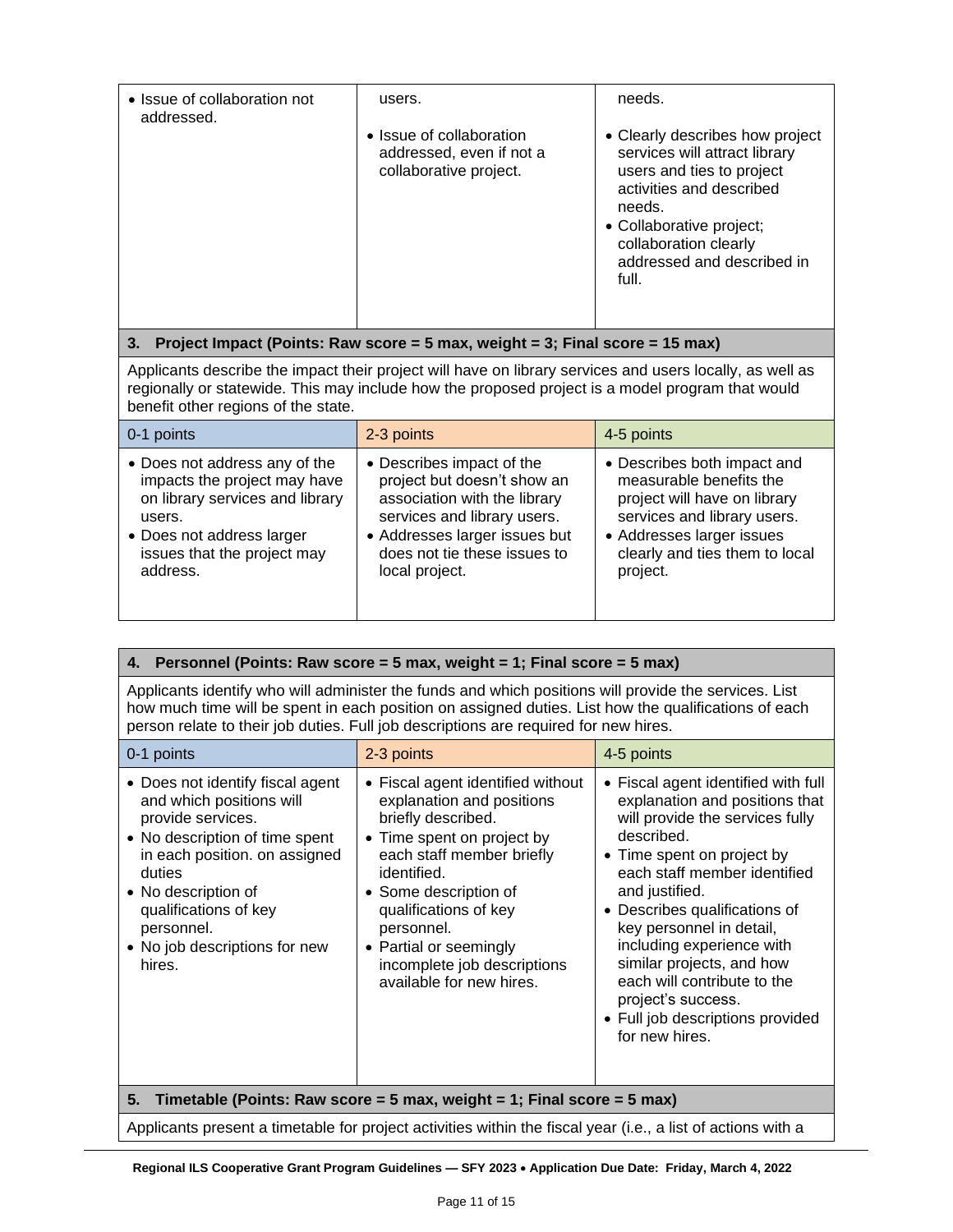| | | |
|---|---|---|
| • Issue of collaboration not addressed. | users.<br>• Issue of collaboration addressed, even if not a collaborative project. | needs.<br>• Clearly describes how project services will attract library users and ties to project activities and described needs.<br>• Collaborative project; collaboration clearly addressed and described in full. |

**3. Project Impact (Points: Raw score = 5 max, weight = 3; Final score = 15 max)**

Applicants describe the impact their project will have on library services and users locally, as well as regionally or statewide. This may include how the proposed project is a model program that would benefit other regions of the state.

| 0-1 points | 2-3 points | 4-5 points |
|---|---|---|
| • Does not address any of the impacts the project may have on library services and library users.<br>• Does not address larger issues that the project may address. | • Describes impact of the project but doesn't show an association with the library services and library users.<br>• Addresses larger issues but does not tie these issues to local project. | • Describes both impact and measurable benefits the project will have on library services and library users.<br>• Addresses larger issues clearly and ties them to local project. |

**4. Personnel (Points: Raw score = 5 max, weight = 1; Final score = 5 max)**

Applicants identify who will administer the funds and which positions will provide the services. List how much time will be spent in each position on assigned duties. List how the qualifications of each person relate to their job duties. Full job descriptions are required for new hires.

| 0-1 points | 2-3 points | 4-5 points |
|---|---|---|
| • Does not identify fiscal agent and which positions will provide services.<br>• No description of time spent in each position. on assigned duties<br>• No description of qualifications of key personnel.<br>• No job descriptions for new hires. | • Fiscal agent identified without explanation and positions briefly described.<br>• Time spent on project by each staff member briefly identified.<br>• Some description of qualifications of key personnel.<br>• Partial or seemingly incomplete job descriptions available for new hires. | • Fiscal agent identified with full explanation and positions that will provide the services fully described.<br>• Time spent on project by each staff member identified and justified.<br>• Describes qualifications of key personnel in detail, including experience with similar projects, and how each will contribute to the project's success.<br>• Full job descriptions provided for new hires. |

**5. Timetable (Points: Raw score = 5 max, weight = 1; Final score = 5 max)**

Applicants present a timetable for project activities within the fiscal year (i.e., a list of actions with a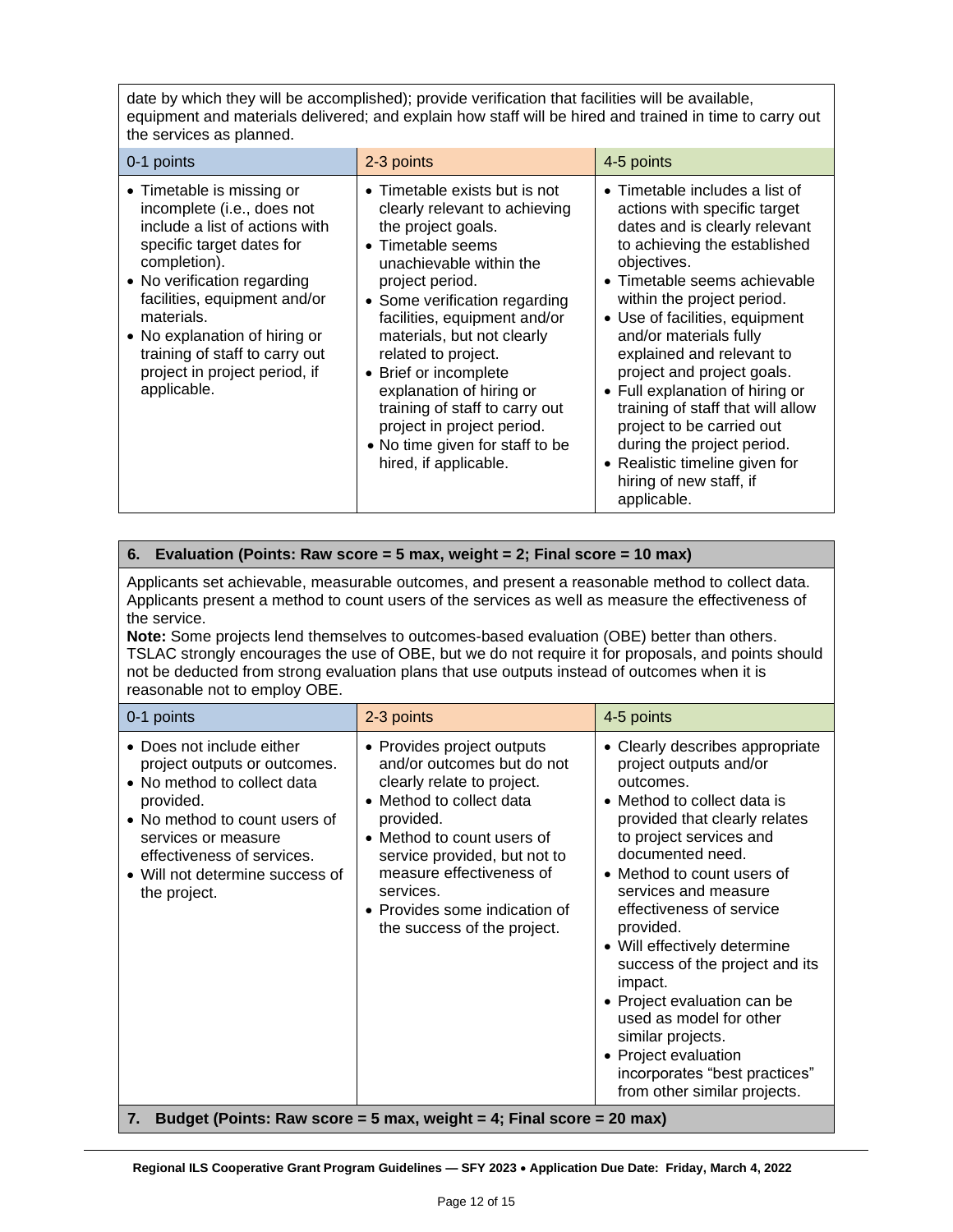date by which they will be accomplished); provide verification that facilities will be available, equipment and materials delivered; and explain how staff will be hired and trained in time to carry out the services as planned.

| 0-1 points | 2-3 points | 4-5 points |
|---|---|---|
| • Timetable is missing or incomplete (i.e., does not include a list of actions with specific target dates for completion).<br>• No verification regarding facilities, equipment and/or materials.<br>• No explanation of hiring or training of staff to carry out project in project period, if applicable. | • Timetable exists but is not clearly relevant to achieving the project goals.<br>• Timetable seems unachievable within the project period.<br>• Some verification regarding facilities, equipment and/or materials, but not clearly related to project.<br>• Brief or incomplete explanation of hiring or training of staff to carry out project in project period.<br>• No time given for staff to be hired, if applicable. | • Timetable includes a list of actions with specific target dates and is clearly relevant to achieving the established objectives.<br>• Timetable seems achievable within the project period.<br>• Use of facilities, equipment and/or materials fully explained and relevant to project and project goals.<br>• Full explanation of hiring or training of staff that will allow project to be carried out during the project period.<br>• Realistic timeline given for hiring of new staff, if applicable. |

**6. Evaluation (Points: Raw score = 5 max, weight = 2; Final score = 10 max)**

Applicants set achievable, measurable outcomes, and present a reasonable method to collect data. Applicants present a method to count users of the services as well as measure the effectiveness of the service.

**Note:** Some projects lend themselves to outcomes-based evaluation (OBE) better than others. TSLAC strongly encourages the use of OBE, but we do not require it for proposals, and points should not be deducted from strong evaluation plans that use outputs instead of outcomes when it is reasonable not to employ OBE.

| 0-1 points | 2-3 points | 4-5 points |
|---|---|---|
| • Does not include either project outputs or outcomes.<br>• No method to collect data provided.<br>• No method to count users of services or measure effectiveness of services.<br>• Will not determine success of the project. | • Provides project outputs and/or outcomes but do not clearly relate to project.<br>• Method to collect data provided.<br>• Method to count users of service provided, but not to measure effectiveness of services.<br>• Provides some indication of the success of the project. | • Clearly describes appropriate project outputs and/or outcomes.<br>• Method to collect data is provided that clearly relates to project services and documented need.<br>• Method to count users of services and measure effectiveness of service provided.<br>• Will effectively determine success of the project and its impact.<br>• Project evaluation can be used as model for other similar projects.<br>• Project evaluation incorporates "best practices" from other similar projects. |

**7. Budget (Points: Raw score = 5 max, weight = 4; Final score = 20 max)**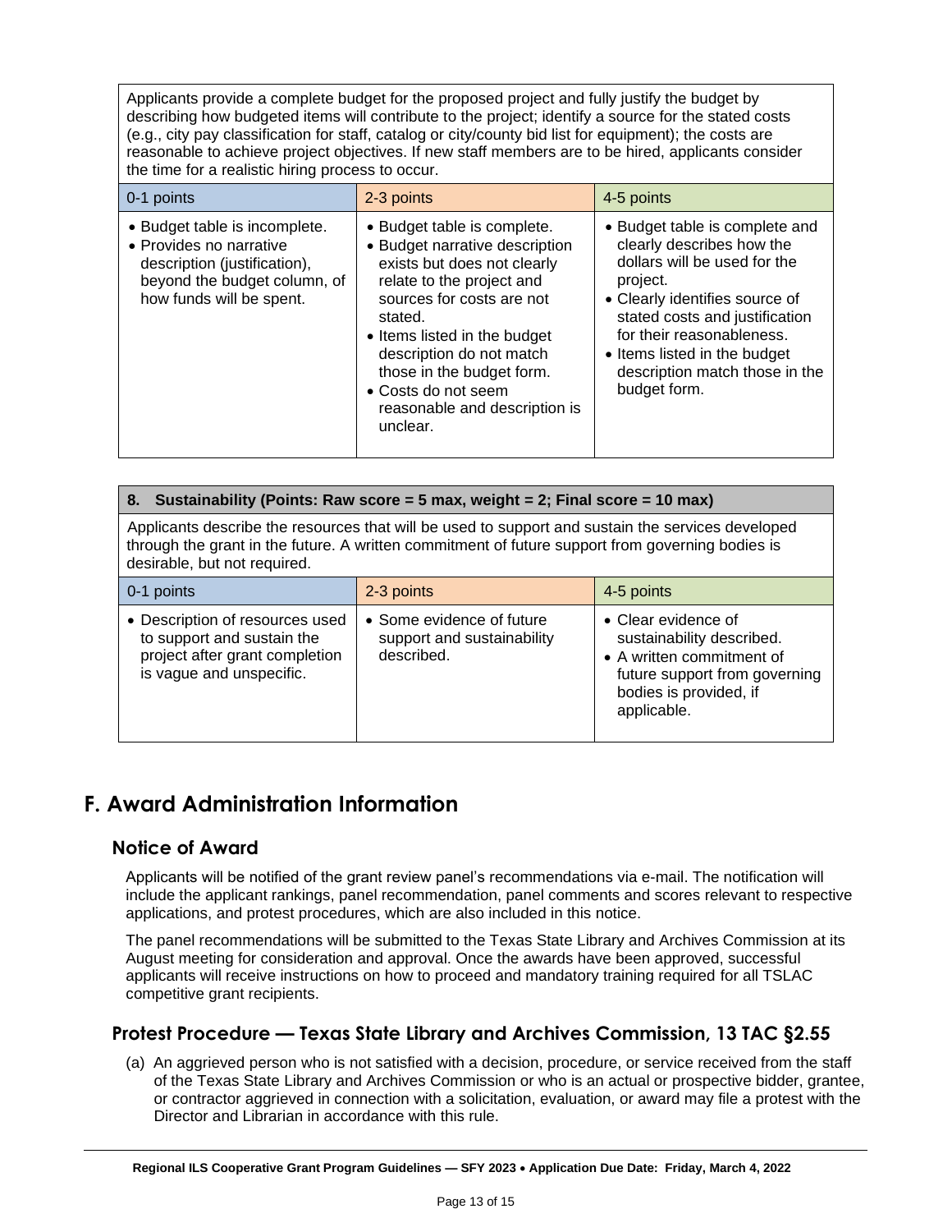| Applicants provide a complete budget for the proposed project and fully justify the budget by describing how budgeted items will contribute to the project; identify a source for the stated costs (e.g., city pay classification for staff, catalog or city/county bid list for equipment); the costs are reasonable to achieve project objectives. If new staff members are to be hired, applicants consider the time for a realistic hiring process to occur. | | |
|---|---|---|
| 0-1 points | 2-3 points | 4-5 points |
| • Budget table is incomplete.<br>• Provides no narrative description (justification), beyond the budget column, of how funds will be spent. | • Budget table is complete.<br>• Budget narrative description exists but does not clearly relate to the project and sources for costs are not stated.<br>• Items listed in the budget description do not match those in the budget form.<br>• Costs do not seem reasonable and description is unclear. | • Budget table is complete and clearly describes how the dollars will be used for the project.<br>• Clearly identifies source of stated costs and justification for their reasonableness.<br>• Items listed in the budget description match those in the budget form. |

| **8. Sustainability (Points: Raw score = 5 max, weight = 2; Final score = 10 max)** | | |
|---|---|---|
| Applicants describe the resources that will be used to support and sustain the services developed through the grant in the future. A written commitment of future support from governing bodies is desirable, but not required. | | |
| 0-1 points | 2-3 points | 4-5 points |
| • Description of resources used to support and sustain the project after grant completion is vague and unspecific. | • Some evidence of future support and sustainability described. | • Clear evidence of sustainability described.<br>• A written commitment of future support from governing bodies is provided, if applicable. |

# F. Award Administration Information

## Notice of Award

Applicants will be notified of the grant review panel's recommendations via e-mail. The notification will include the applicant rankings, panel recommendation, panel comments and scores relevant to respective applications, and protest procedures, which are also included in this notice.

The panel recommendations will be submitted to the Texas State Library and Archives Commission at its August meeting for consideration and approval. Once the awards have been approved, successful applicants will receive instructions on how to proceed and mandatory training required for all TSLAC competitive grant recipients.

## Protest Procedure — Texas State Library and Archives Commission, 13 TAC §2.55

(a) An aggrieved person who is not satisfied with a decision, procedure, or service received from the staff of the Texas State Library and Archives Commission or who is an actual or prospective bidder, grantee, or contractor aggrieved in connection with a solicitation, evaluation, or award may file a protest with the Director and Librarian in accordance with this rule.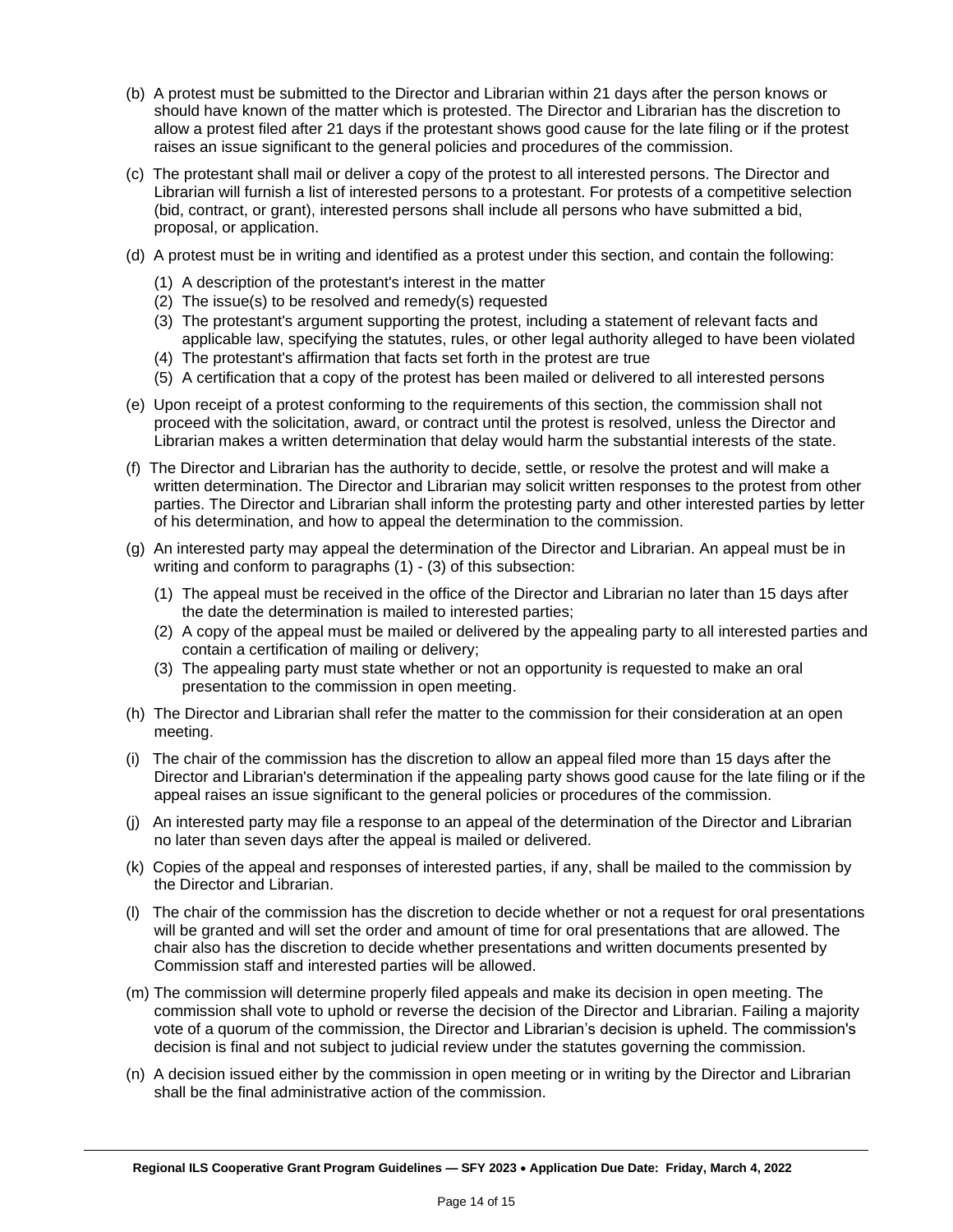(b) A protest must be submitted to the Director and Librarian within 21 days after the person knows or should have known of the matter which is protested. The Director and Librarian has the discretion to allow a protest filed after 21 days if the protestant shows good cause for the late filing or if the protest raises an issue significant to the general policies and procedures of the commission.

(c) The protestant shall mail or deliver a copy of the protest to all interested persons. The Director and Librarian will furnish a list of interested persons to a protestant. For protests of a competitive selection (bid, contract, or grant), interested persons shall include all persons who have submitted a bid, proposal, or application.

(d) A protest must be in writing and identified as a protest under this section, and contain the following:

   (1) A description of the protestant's interest in the matter
   (2) The issue(s) to be resolved and remedy(s) requested
   (3) The protestant's argument supporting the protest, including a statement of relevant facts and applicable law, specifying the statutes, rules, or other legal authority alleged to have been violated
   (4) The protestant's affirmation that facts set forth in the protest are true
   (5) A certification that a copy of the protest has been mailed or delivered to all interested persons

(e) Upon receipt of a protest conforming to the requirements of this section, the commission shall not proceed with the solicitation, award, or contract until the protest is resolved, unless the Director and Librarian makes a written determination that delay would harm the substantial interests of the state.

(f) The Director and Librarian has the authority to decide, settle, or resolve the protest and will make a written determination. The Director and Librarian may solicit written responses to the protest from other parties. The Director and Librarian shall inform the protesting party and other interested parties by letter of his determination, and how to appeal the determination to the commission.

(g) An interested party may appeal the determination of the Director and Librarian. An appeal must be in writing and conform to paragraphs (1) - (3) of this subsection:

   (1) The appeal must be received in the office of the Director and Librarian no later than 15 days after the date the determination is mailed to interested parties;
   (2) A copy of the appeal must be mailed or delivered by the appealing party to all interested parties and contain a certification of mailing or delivery;
   (3) The appealing party must state whether or not an opportunity is requested to make an oral presentation to the commission in open meeting.

(h) The Director and Librarian shall refer the matter to the commission for their consideration at an open meeting.

(i) The chair of the commission has the discretion to allow an appeal filed more than 15 days after the Director and Librarian's determination if the appealing party shows good cause for the late filing or if the appeal raises an issue significant to the general policies or procedures of the commission.

(j) An interested party may file a response to an appeal of the determination of the Director and Librarian no later than seven days after the appeal is mailed or delivered.

(k) Copies of the appeal and responses of interested parties, if any, shall be mailed to the commission by the Director and Librarian.

(l) The chair of the commission has the discretion to decide whether or not a request for oral presentations will be granted and will set the order and amount of time for oral presentations that are allowed. The chair also has the discretion to decide whether presentations and written documents presented by Commission staff and interested parties will be allowed.

(m) The commission will determine properly filed appeals and make its decision in open meeting. The commission shall vote to uphold or reverse the decision of the Director and Librarian. Failing a majority vote of a quorum of the commission, the Director and Librarian's decision is upheld. The commission's decision is final and not subject to judicial review under the statutes governing the commission.

(n) A decision issued either by the commission in open meeting or in writing by the Director and Librarian shall be the final administrative action of the commission.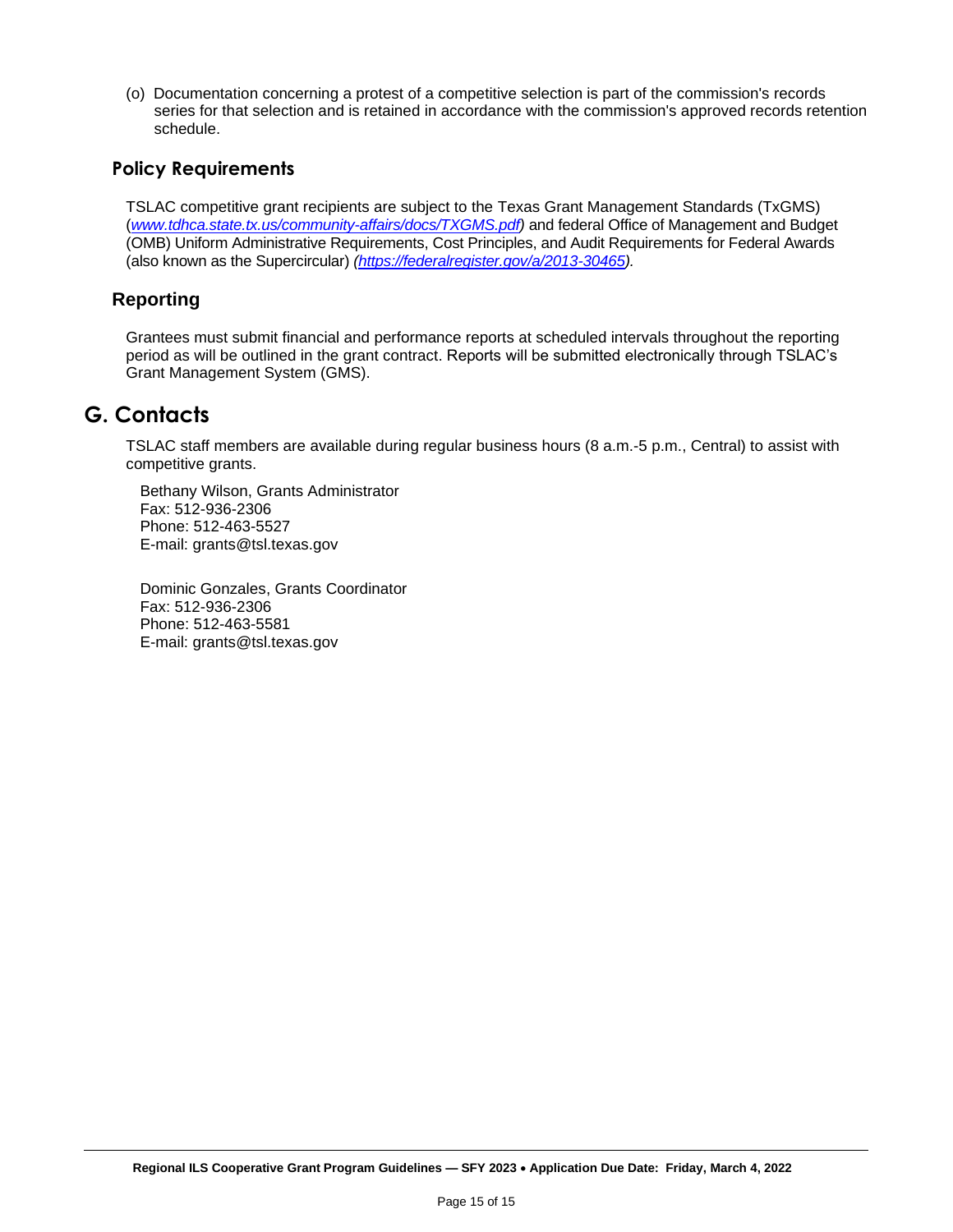(o) Documentation concerning a protest of a competitive selection is part of the commission's records series for that selection and is retained in accordance with the commission's approved records retention schedule.

### Policy Requirements

TSLAC competitive grant recipients are subject to the Texas Grant Management Standards (TxGMS) (*www.tdhca.state.tx.us/community-affairs/docs/TXGMS.pdf*) and federal Office of Management and Budget (OMB) Uniform Administrative Requirements, Cost Principles, and Audit Requirements for Federal Awards (also known as the Supercircular) *(https://federalregister.gov/a/2013-30465).*

### Reporting

Grantees must submit financial and performance reports at scheduled intervals throughout the reporting period as will be outlined in the grant contract. Reports will be submitted electronically through TSLAC's Grant Management System (GMS).

## G. Contacts

TSLAC staff members are available during regular business hours (8 a.m.-5 p.m., Central) to assist with competitive grants.

Bethany Wilson, Grants Administrator
Fax: 512-936-2306
Phone: 512-463-5527
E-mail: grants@tsl.texas.gov

Dominic Gonzales, Grants Coordinator
Fax: 512-936-2306
Phone: 512-463-5581
E-mail: grants@tsl.texas.gov